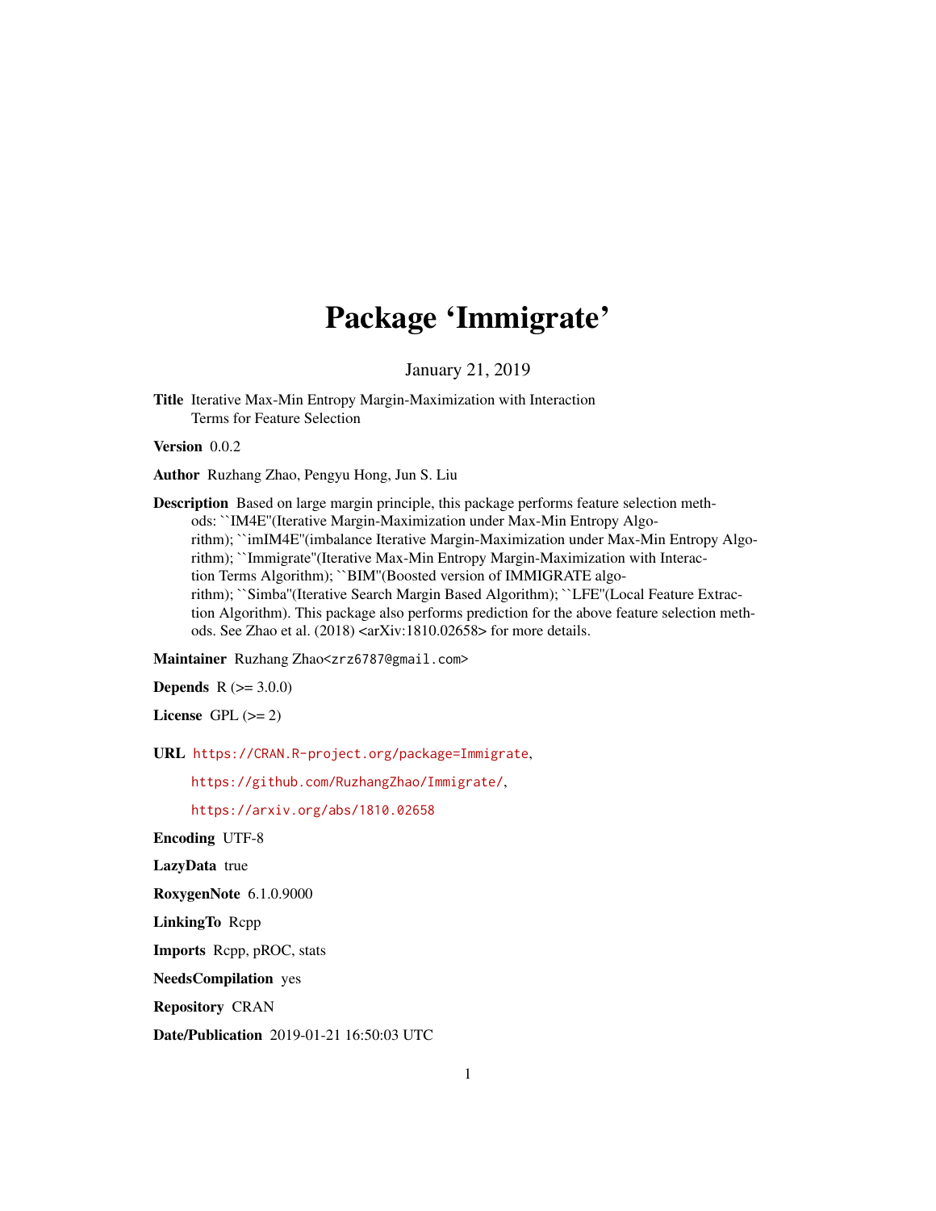# Package 'Immigrate'

January 21, 2019

**Title** Iterative Max-Min Entropy Margin-Maximization with Interaction Terms for Feature Selection

**Version** 0.0.2

**Author** Ruzhang Zhao, Pengyu Hong, Jun S. Liu

**Description** Based on large margin principle, this package performs feature selection methods: ``IM4E''(Iterative Margin-Maximization under Max-Min Entropy Algorithm); ``imIM4E''(imbalance Iterative Margin-Maximization under Max-Min Entropy Algorithm); ``Immigrate''(Iterative Max-Min Entropy Margin-Maximization with Interaction Terms Algorithm); ``BIM''(Boosted version of IMMIGRATE algorithm); ``Simba''(Iterative Search Margin Based Algorithm); ``LFE''(Local Feature Extraction Algorithm). This package also performs prediction for the above feature selection methods. See Zhao et al. (2018) <arXiv:1810.02658> for more details.

**Maintainer** Ruzhang Zhao<zrz6787@gmail.com>

**Depends** R (>= 3.0.0)

**License** GPL (>= 2)

**URL** https://CRAN.R-project.org/package=Immigrate,

https://github.com/RuzhangZhao/Immigrate/,

https://arxiv.org/abs/1810.02658

**Encoding** UTF-8

**LazyData** true

**RoxygenNote** 6.1.0.9000

**LinkingTo** Rcpp

**Imports** Rcpp, pROC, stats

**NeedsCompilation** yes

**Repository** CRAN

**Date/Publication** 2019-01-21 16:50:03 UTC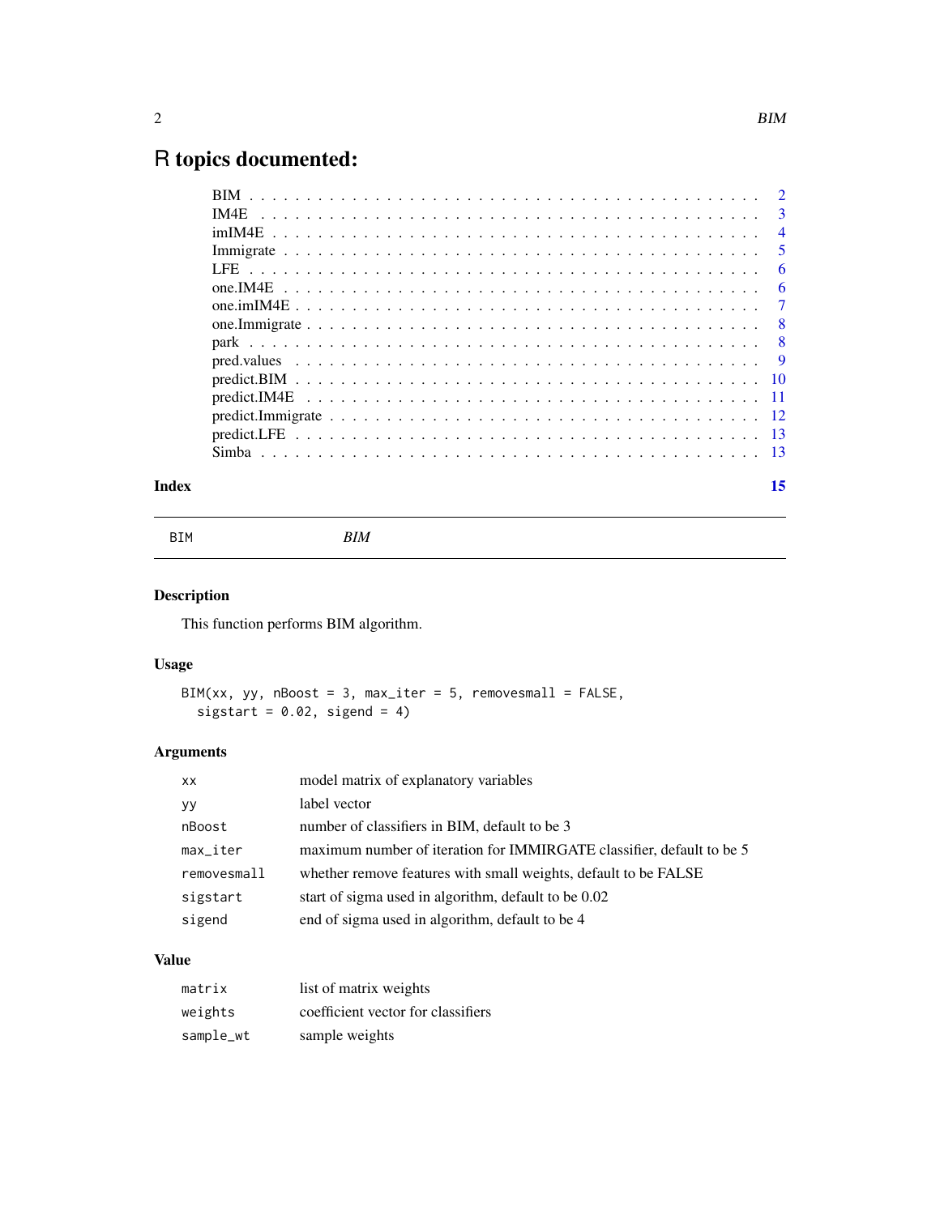# R topics documented:

| | |
|---|---|
| BIM | 2 |
| IM4E | 3 |
| imIM4E | 4 |
| Immigrate | 5 |
| LFE | 6 |
| one.IM4E | 6 |
| one.imIM4E | 7 |
| one.Immigrate | 8 |
| park | 8 |
| pred.values | 9 |
| predict.BIM | 10 |
| predict.IM4E | 11 |
| predict.Immigrate | 12 |
| predict.LFE | 13 |
| Simba | 13 |

**Index** 15

---

`BIM` *BIM*

---

## Description

This function performs BIM algorithm.

## Usage

```
BIM(xx, yy, nBoost = 3, max_iter = 5, removesmall = FALSE,
  sigstart = 0.02, sigend = 4)
```

## Arguments

| | |
|---|---|
| `xx` | model matrix of explanatory variables |
| `yy` | label vector |
| `nBoost` | number of classifiers in BIM, default to be 3 |
| `max_iter` | maximum number of iteration for IMMIRGATE classifier, default to be 5 |
| `removesmall` | whether remove features with small weights, default to be FALSE |
| `sigstart` | start of sigma used in algorithm, default to be 0.02 |
| `sigend` | end of sigma used in algorithm, default to be 4 |

## Value

| | |
|---|---|
| `matrix` | list of matrix weights |
| `weights` | coefficient vector for classifiers |
| `sample_wt` | sample weights |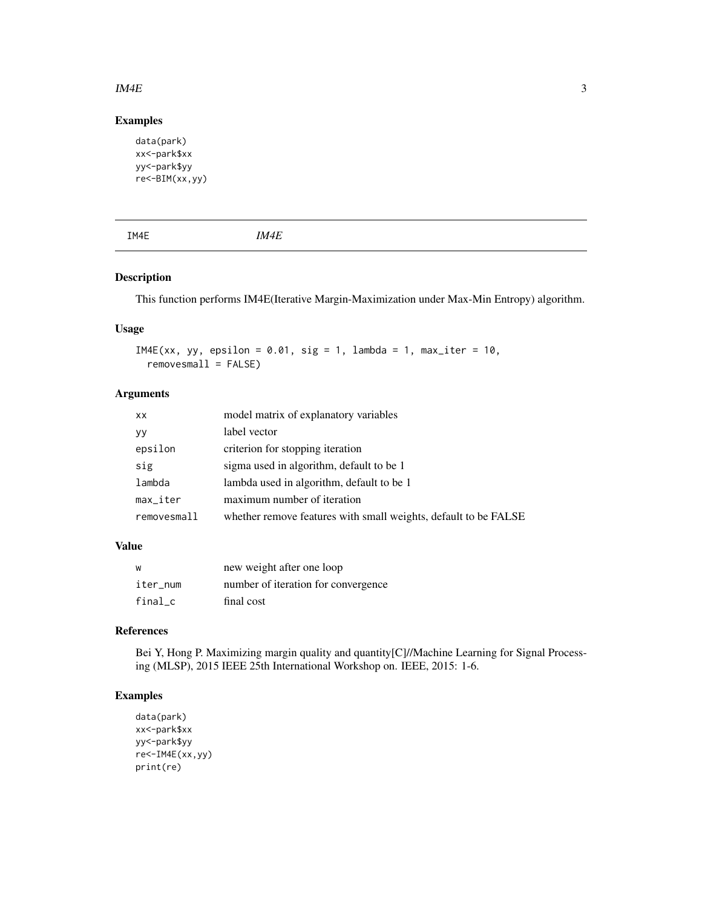## Examples

```
data(park)
xx<-park$xx
yy<-park$yy
re<-BIM(xx,yy)
```

---

IM4E *IM4E*

---

## Description

This function performs IM4E(Iterative Margin-Maximization under Max-Min Entropy) algorithm.

## Usage

```
IM4E(xx, yy, epsilon = 0.01, sig = 1, lambda = 1, max_iter = 10,
  removesmall = FALSE)
```

## Arguments

| | |
|---|---|
| xx | model matrix of explanatory variables |
| yy | label vector |
| epsilon | criterion for stopping iteration |
| sig | sigma used in algorithm, default to be 1 |
| lambda | lambda used in algorithm, default to be 1 |
| max_iter | maximum number of iteration |
| removesmall | whether remove features with small weights, default to be FALSE |

## Value

| | |
|---|---|
| w | new weight after one loop |
| iter_num | number of iteration for convergence |
| final_c | final cost |

## References

Bei Y, Hong P. Maximizing margin quality and quantity[C]//Machine Learning for Signal Processing (MLSP), 2015 IEEE 25th International Workshop on. IEEE, 2015: 1-6.

## Examples

```
data(park)
xx<-park$xx
yy<-park$yy
re<-IM4E(xx,yy)
print(re)
```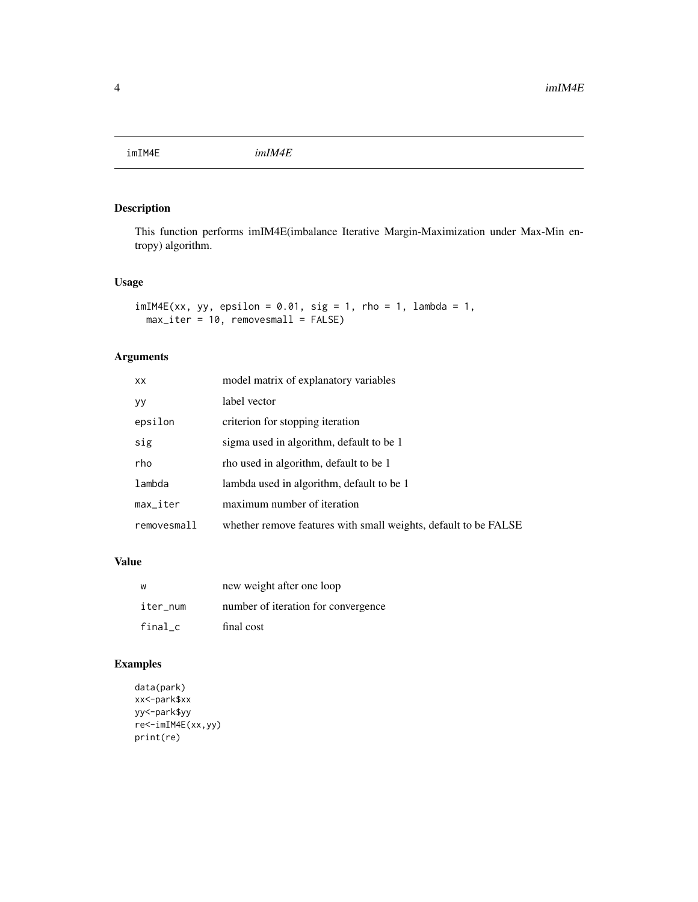# imIM4E *imIM4E*

## Description

This function performs imIM4E(imbalance Iterative Margin-Maximization under Max-Min entropy) algorithm.

## Usage

```
imIM4E(xx, yy, epsilon = 0.01, sig = 1, rho = 1, lambda = 1,
  max_iter = 10, removesmall = FALSE)
```

## Arguments

| | |
|---|---|
| xx | model matrix of explanatory variables |
| yy | label vector |
| epsilon | criterion for stopping iteration |
| sig | sigma used in algorithm, default to be 1 |
| rho | rho used in algorithm, default to be 1 |
| lambda | lambda used in algorithm, default to be 1 |
| max_iter | maximum number of iteration |
| removesmall | whether remove features with small weights, default to be FALSE |

## Value

| | |
|---|---|
| w | new weight after one loop |
| iter_num | number of iteration for convergence |
| final_c | final cost |

## Examples

```
data(park)
xx<-park$xx
yy<-park$yy
re<-imIM4E(xx,yy)
print(re)
```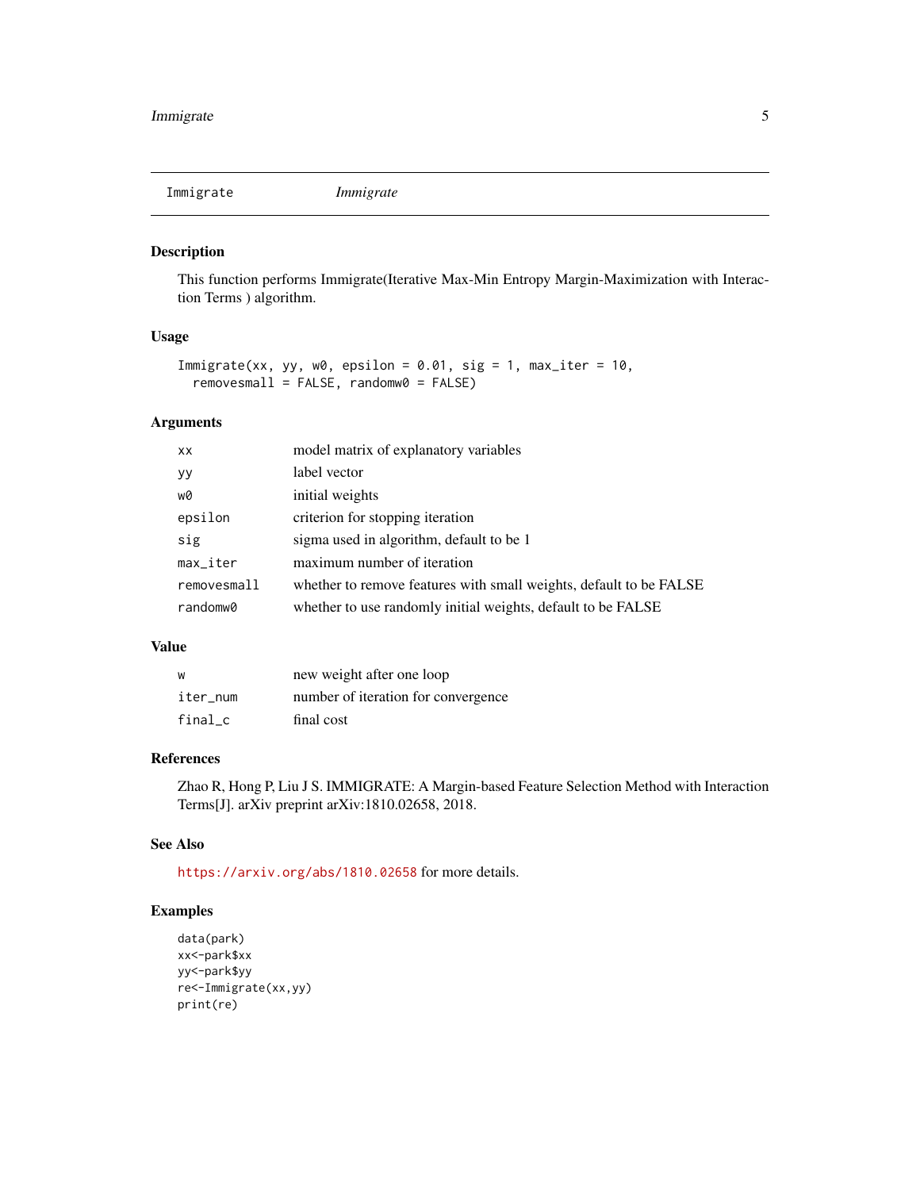| Immigrate | *Immigrate* |
|---|---|

## Description

This function performs Immigrate(Iterative Max-Min Entropy Margin-Maximization with Interaction Terms ) algorithm.

## Usage

```
Immigrate(xx, yy, w0, epsilon = 0.01, sig = 1, max_iter = 10,
  removesmall = FALSE, randomw0 = FALSE)
```

## Arguments

| | |
|---|---|
| xx | model matrix of explanatory variables |
| yy | label vector |
| w0 | initial weights |
| epsilon | criterion for stopping iteration |
| sig | sigma used in algorithm, default to be 1 |
| max_iter | maximum number of iteration |
| removesmall | whether to remove features with small weights, default to be FALSE |
| randomw0 | whether to use randomly initial weights, default to be FALSE |

## Value

| | |
|---|---|
| w | new weight after one loop |
| iter_num | number of iteration for convergence |
| final_c | final cost |

## References

Zhao R, Hong P, Liu J S. IMMIGRATE: A Margin-based Feature Selection Method with Interaction Terms[J]. arXiv preprint arXiv:1810.02658, 2018.

## See Also

https://arxiv.org/abs/1810.02658 for more details.

## Examples

```
data(park)
xx<-park$xx
yy<-park$yy
re<-Immigrate(xx,yy)
print(re)
```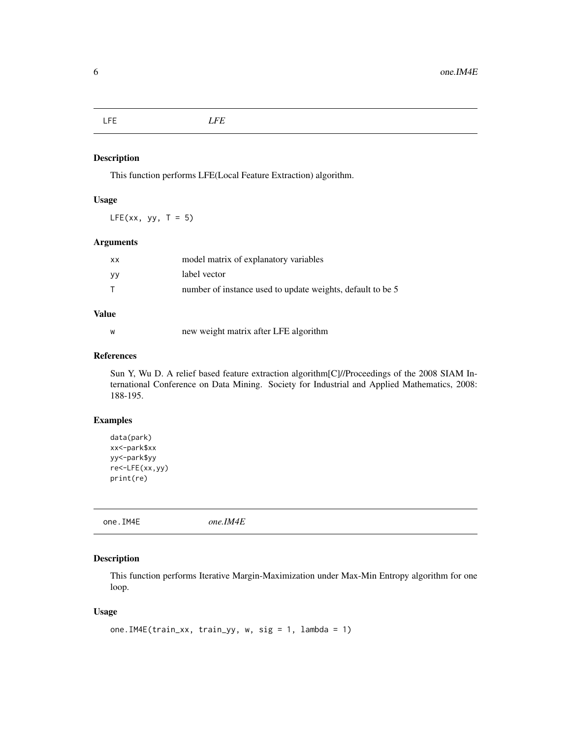## LFE — *LFE*

### Description

This function performs LFE(Local Feature Extraction) algorithm.

### Usage

```
LFE(xx, yy, T = 5)
```

### Arguments

| | |
|---|---|
| xx | model matrix of explanatory variables |
| yy | label vector |
| T | number of instance used to update weights, default to be 5 |

### Value

| | |
|---|---|
| w | new weight matrix after LFE algorithm |

### References

Sun Y, Wu D. A relief based feature extraction algorithm[C]//Proceedings of the 2008 SIAM International Conference on Data Mining. Society for Industrial and Applied Mathematics, 2008: 188-195.

### Examples

```
data(park)
xx<-park$xx
yy<-park$yy
re<-LFE(xx,yy)
print(re)
```

## one.IM4E — *one.IM4E*

### Description

This function performs Iterative Margin-Maximization under Max-Min Entropy algorithm for one loop.

### Usage

```
one.IM4E(train_xx, train_yy, w, sig = 1, lambda = 1)
```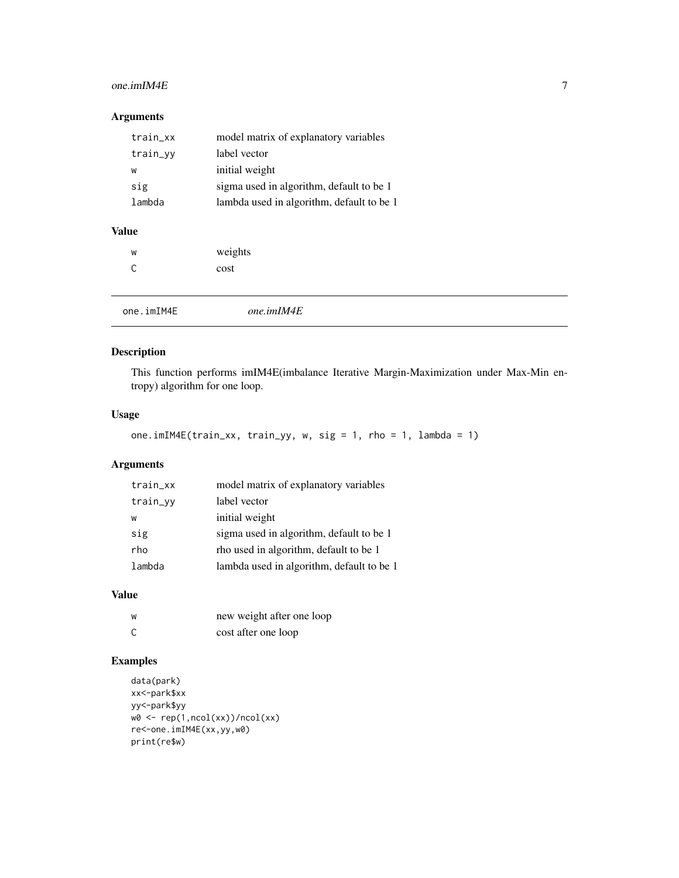## Arguments

| | |
|---|---|
| train_xx | model matrix of explanatory variables |
| train_yy | label vector |
| w | initial weight |
| sig | sigma used in algorithm, default to be 1 |
| lambda | lambda used in algorithm, default to be 1 |

## Value

| | |
|---|---|
| w | weights |
| C | cost |

---

# one.imIM4E — *one.imIM4E*

## Description

This function performs imIM4E(imbalance Iterative Margin-Maximization under Max-Min entropy) algorithm for one loop.

## Usage

```
one.imIM4E(train_xx, train_yy, w, sig = 1, rho = 1, lambda = 1)
```

## Arguments

| | |
|---|---|
| train_xx | model matrix of explanatory variables |
| train_yy | label vector |
| w | initial weight |
| sig | sigma used in algorithm, default to be 1 |
| rho | rho used in algorithm, default to be 1 |
| lambda | lambda used in algorithm, default to be 1 |

## Value

| | |
|---|---|
| w | new weight after one loop |
| C | cost after one loop |

## Examples

```
data(park)
xx<-park$xx
yy<-park$yy
w0 <- rep(1,ncol(xx))/ncol(xx)
re<-one.imIM4E(xx,yy,w0)
print(re$w)
```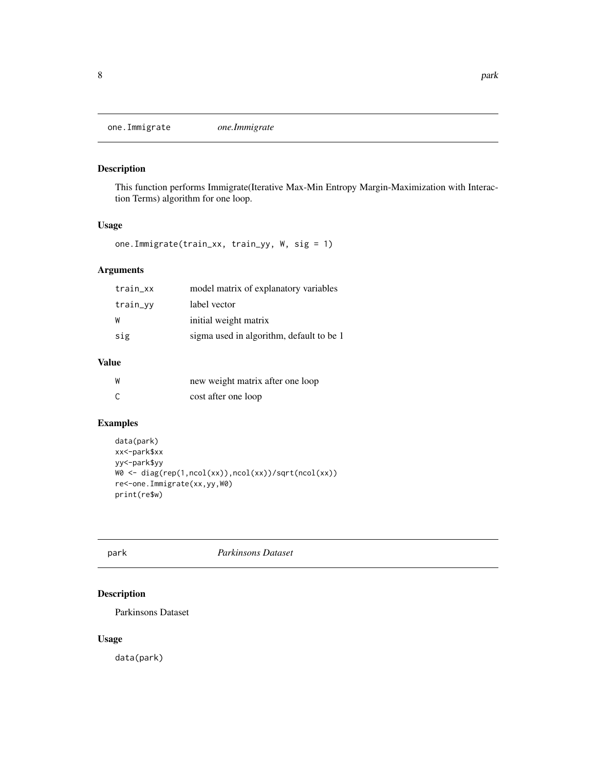## one.Immigrate *one.Immigrate*

### Description

This function performs Immigrate(Iterative Max-Min Entropy Margin-Maximization with Interaction Terms) algorithm for one loop.

### Usage

```
one.Immigrate(train_xx, train_yy, W, sig = 1)
```

### Arguments

| | |
|---|---|
| train_xx | model matrix of explanatory variables |
| train_yy | label vector |
| W | initial weight matrix |
| sig | sigma used in algorithm, default to be 1 |

### Value

| | |
|---|---|
| W | new weight matrix after one loop |
| C | cost after one loop |

### Examples

```
data(park)
xx<-park$xx
yy<-park$yy
W0 <- diag(rep(1,ncol(xx)),ncol(xx))/sqrt(ncol(xx))
re<-one.Immigrate(xx,yy,W0)
print(re$w)
```

## park *Parkinsons Dataset*

### Description

Parkinsons Dataset

### Usage

```
data(park)
```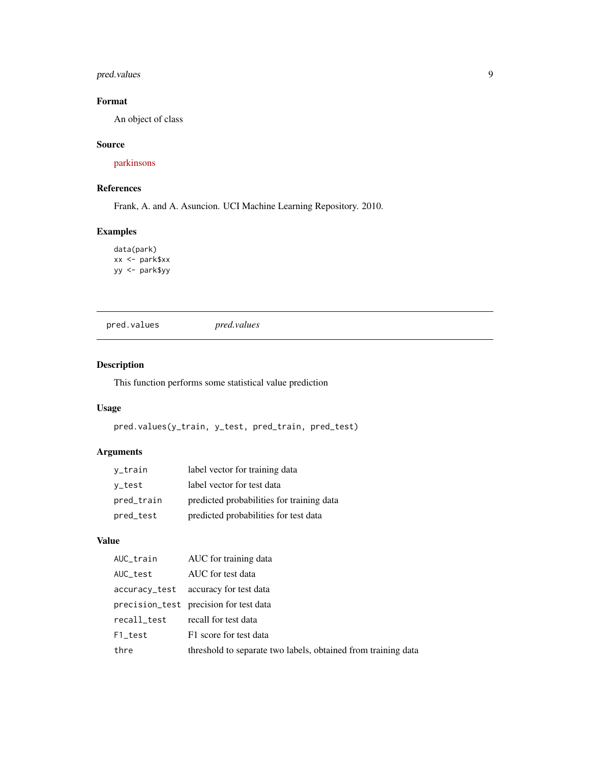### Format

An object of class

### Source

parkinsons

### References

Frank, A. and A. Asuncion. UCI Machine Learning Repository. 2010.

### Examples

```
data(park)
xx <- park$xx
yy <- park$yy
```

---

## pred.values — *pred.values*

### Description

This function performs some statistical value prediction

### Usage

```
pred.values(y_train, y_test, pred_train, pred_test)
```

### Arguments

| | |
|---|---|
| `y_train` | label vector for training data |
| `y_test` | label vector for test data |
| `pred_train` | predicted probabilities for training data |
| `pred_test` | predicted probabilities for test data |

### Value

| | |
|---|---|
| `AUC_train` | AUC for training data |
| `AUC_test` | AUC for test data |
| `accuracy_test` | accuracy for test data |
| `precision_test` | precision for test data |
| `recall_test` | recall for test data |
| `F1_test` | F1 score for test data |
| `thre` | threshold to separate two labels, obtained from training data |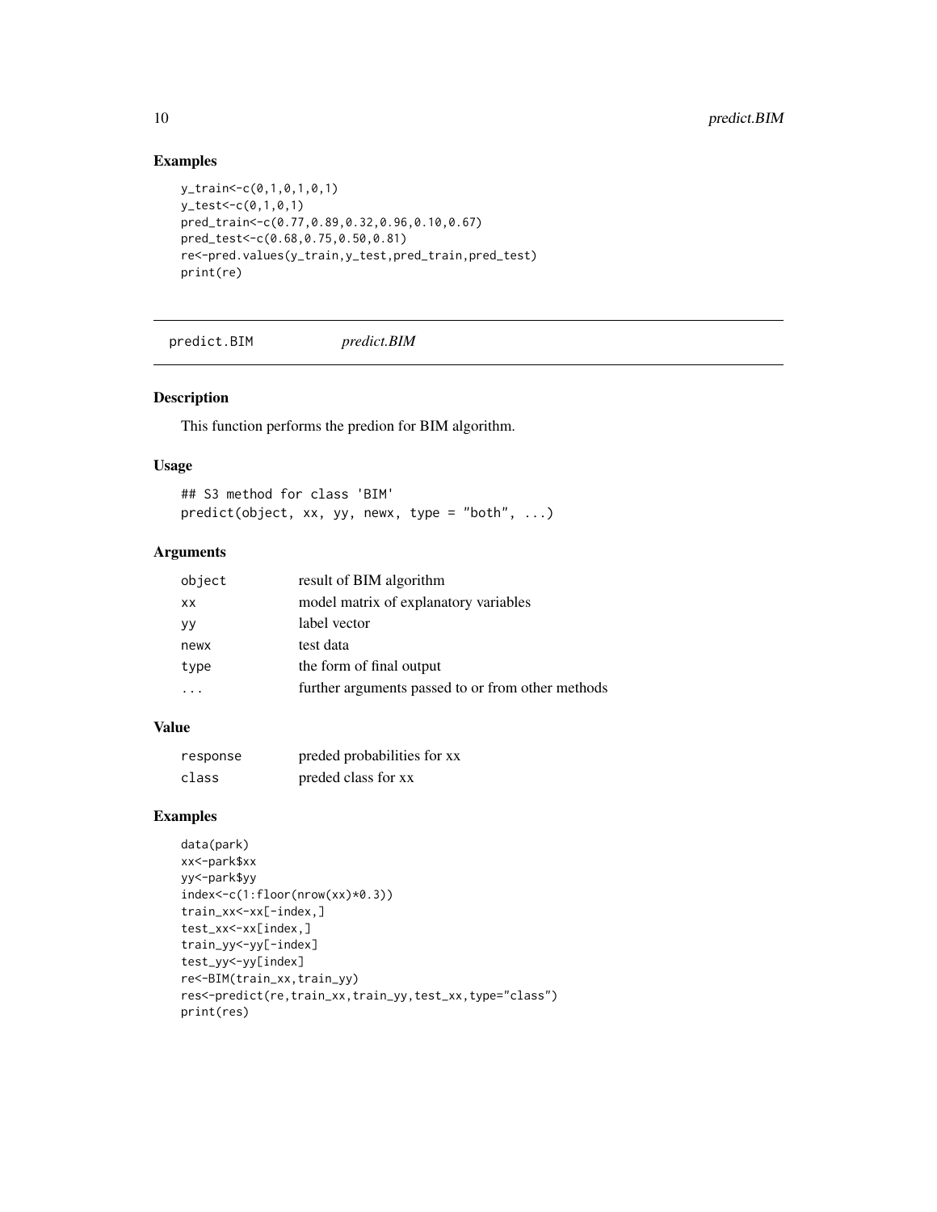## Examples

```
y_train<-c(0,1,0,1,0,1)
y_test<-c(0,1,0,1)
pred_train<-c(0.77,0.89,0.32,0.96,0.10,0.67)
pred_test<-c(0.68,0.75,0.50,0.81)
re<-pred.values(y_train,y_test,pred_train,pred_test)
print(re)
```

---

# predict.BIM *predict.BIM*

---

## Description

This function performs the predion for BIM algorithm.

## Usage

```
## S3 method for class 'BIM'
predict(object, xx, yy, newx, type = "both", ...)
```

## Arguments

| | |
|---|---|
| object | result of BIM algorithm |
| xx | model matrix of explanatory variables |
| yy | label vector |
| newx | test data |
| type | the form of final output |
| ... | further arguments passed to or from other methods |

## Value

| | |
|---|---|
| response | preded probabilities for xx |
| class | preded class for xx |

## Examples

```
data(park)
xx<-park$xx
yy<-park$yy
index<-c(1:floor(nrow(xx)*0.3))
train_xx<-xx[-index,]
test_xx<-xx[index,]
train_yy<-yy[-index]
test_yy<-yy[index]
re<-BIM(train_xx,train_yy)
res<-predict(re,train_xx,train_yy,test_xx,type="class")
print(res)
```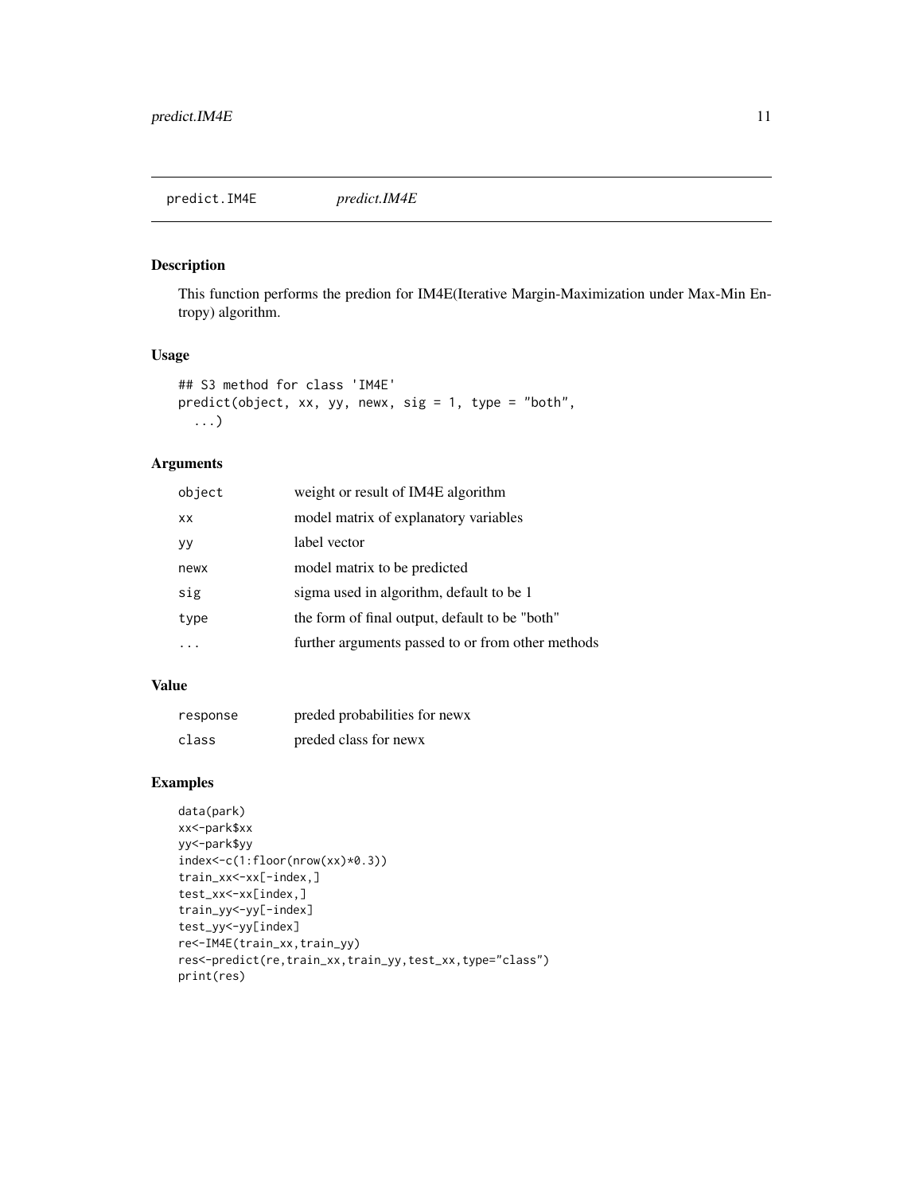## predict.IM4E *predict.IM4E*

### Description

This function performs the predion for IM4E(Iterative Margin-Maximization under Max-Min Entropy) algorithm.

### Usage

```
## S3 method for class 'IM4E'
predict(object, xx, yy, newx, sig = 1, type = "both",
  ...)
```

### Arguments

| | |
|---|---|
| object | weight or result of IM4E algorithm |
| xx | model matrix of explanatory variables |
| yy | label vector |
| newx | model matrix to be predicted |
| sig | sigma used in algorithm, default to be 1 |
| type | the form of final output, default to be "both" |
| ... | further arguments passed to or from other methods |

### Value

| | |
|---|---|
| response | preded probabilities for newx |
| class | preded class for newx |

### Examples

```
data(park)
xx<-park$xx
yy<-park$yy
index<-c(1:floor(nrow(xx)*0.3))
train_xx<-xx[-index,]
test_xx<-xx[index,]
train_yy<-yy[-index]
test_yy<-yy[index]
re<-IM4E(train_xx,train_yy)
res<-predict(re,train_xx,train_yy,test_xx,type="class")
print(res)
```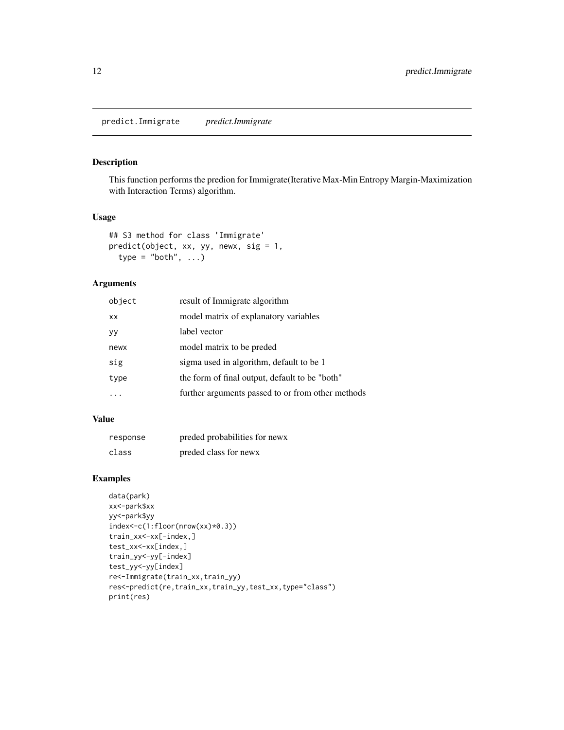predict.Immigrate *predict.Immigrate*

## Description

This function performs the predion for Immigrate(Iterative Max-Min Entropy Margin-Maximization with Interaction Terms) algorithm.

## Usage

```
## S3 method for class 'Immigrate'
predict(object, xx, yy, newx, sig = 1,
  type = "both", ...)
```

## Arguments

| | |
|---|---|
| object | result of Immigrate algorithm |
| xx | model matrix of explanatory variables |
| yy | label vector |
| newx | model matrix to be preded |
| sig | sigma used in algorithm, default to be 1 |
| type | the form of final output, default to be "both" |
| ... | further arguments passed to or from other methods |

## Value

| | |
|---|---|
| response | preded probabilities for newx |
| class | preded class for newx |

## Examples

```
data(park)
xx<-park$xx
yy<-park$yy
index<-c(1:floor(nrow(xx)*0.3))
train_xx<-xx[-index,]
test_xx<-xx[index,]
train_yy<-yy[-index]
test_yy<-yy[index]
re<-Immigrate(train_xx,train_yy)
res<-predict(re,train_xx,train_yy,test_xx,type="class")
print(res)
```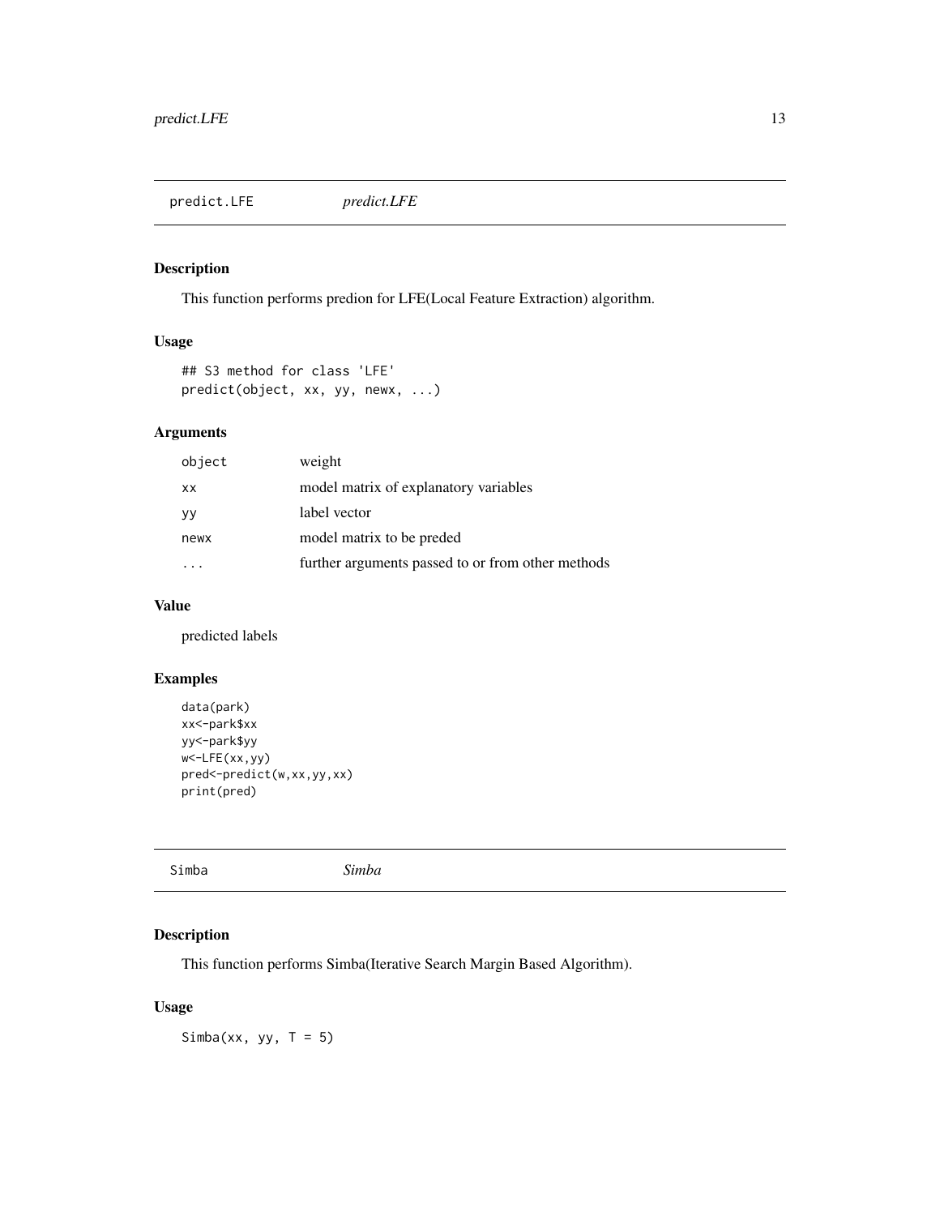## predict.LFE *predict.LFE*

### Description

This function performs predion for LFE(Local Feature Extraction) algorithm.

### Usage

```
## S3 method for class 'LFE'
predict(object, xx, yy, newx, ...)
```

### Arguments

| | |
|---|---|
| object | weight |
| xx | model matrix of explanatory variables |
| yy | label vector |
| newx | model matrix to be preded |
| ... | further arguments passed to or from other methods |

### Value

predicted labels

### Examples

```
data(park)
xx<-park$xx
yy<-park$yy
w<-LFE(xx,yy)
pred<-predict(w,xx,yy,xx)
print(pred)
```

## Simba *Simba*

### Description

This function performs Simba(Iterative Search Margin Based Algorithm).

### Usage

```
Simba(xx, yy, T = 5)
```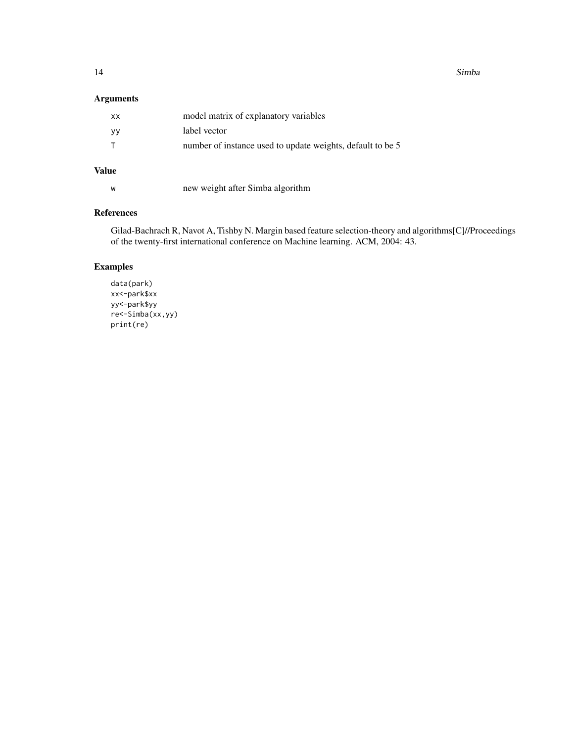## Arguments

| | |
|---|---|
| `xx` | model matrix of explanatory variables |
| `yy` | label vector |
| `T` | number of instance used to update weights, default to be 5 |

## Value

| | |
|---|---|
| `w` | new weight after Simba algorithm |

## References

Gilad-Bachrach R, Navot A, Tishby N. Margin based feature selection-theory and algorithms[C]//Proceedings of the twenty-first international conference on Machine learning. ACM, 2004: 43.

## Examples

```
data(park)
xx<-park$xx
yy<-park$yy
re<-Simba(xx,yy)
print(re)
```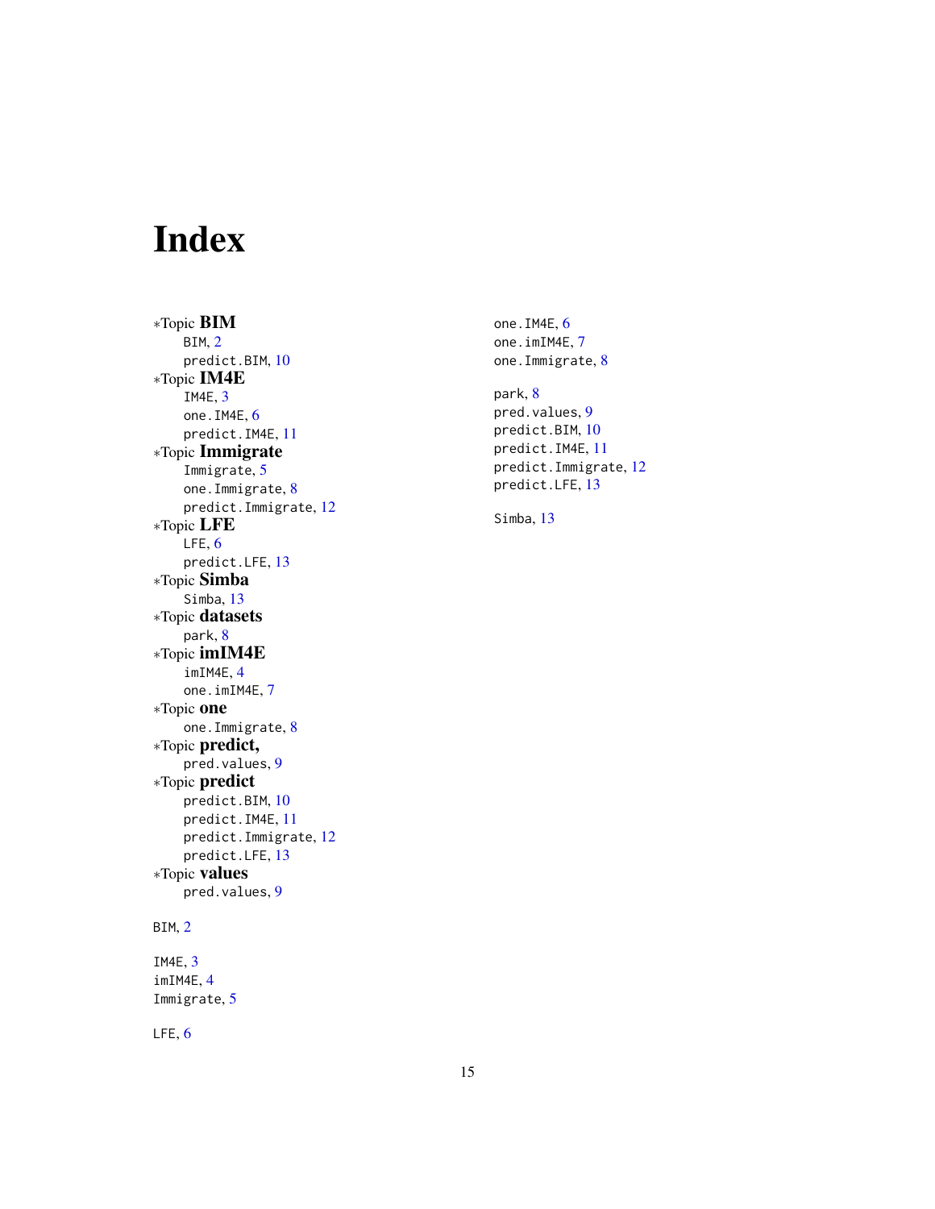# Index

*Topic **BIM**
- BIM, 2
- predict.BIM, 10

*Topic **IM4E**
- IM4E, 3
- one.IM4E, 6
- predict.IM4E, 11

*Topic **Immigrate**
- Immigrate, 5
- one.Immigrate, 8
- predict.Immigrate, 12

*Topic **LFE**
- LFE, 6
- predict.LFE, 13

*Topic **Simba**
- Simba, 13

*Topic **datasets**
- park, 8

*Topic **imIM4E**
- imIM4E, 4
- one.imIM4E, 7

*Topic **one**
- one.Immigrate, 8

*Topic **predict,**
- pred.values, 9

*Topic **predict**
- predict.BIM, 10
- predict.IM4E, 11
- predict.Immigrate, 12
- predict.LFE, 13

*Topic **values**
- pred.values, 9

BIM, 2

IM4E, 3
imIM4E, 4
Immigrate, 5

LFE, 6

one.IM4E, 6
one.imIM4E, 7
one.Immigrate, 8

park, 8
pred.values, 9
predict.BIM, 10
predict.IM4E, 11
predict.Immigrate, 12
predict.LFE, 13

Simba, 13